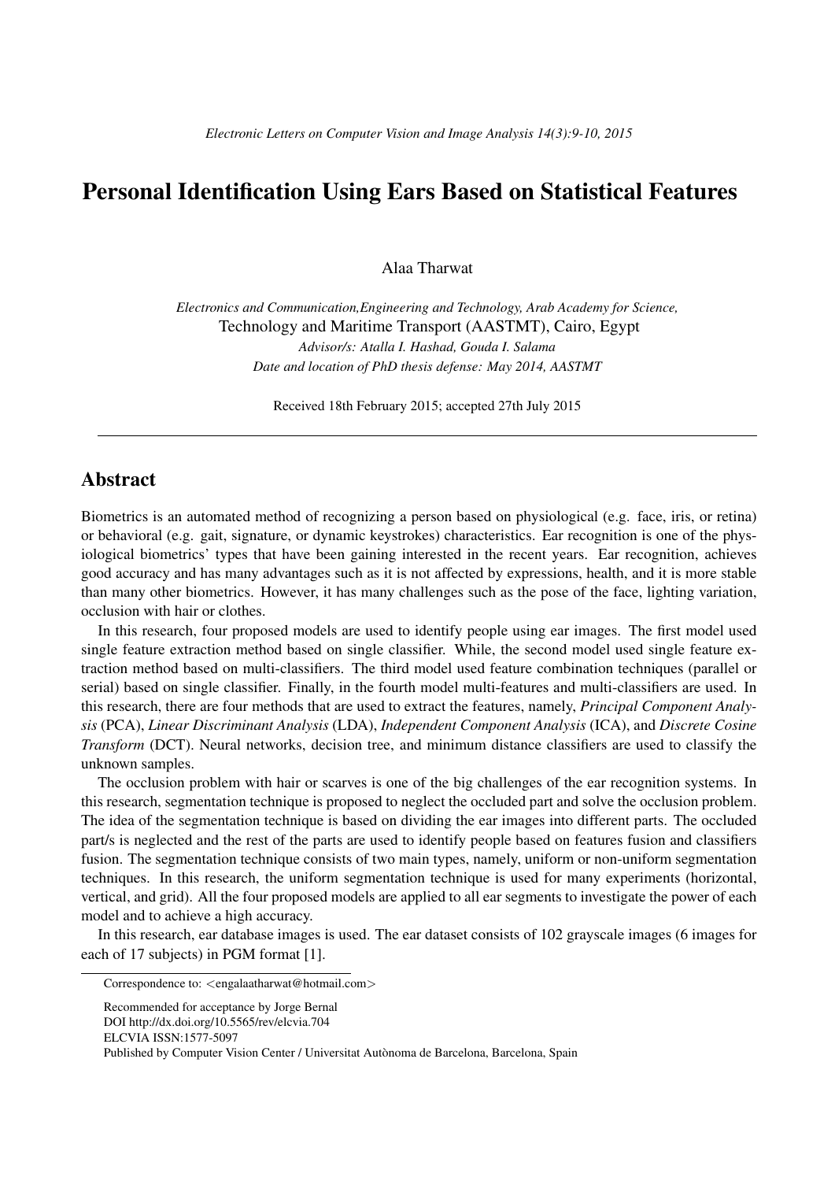# Personal Identification Using Ears Based on Statistical Features

Alaa Tharwat

*Electronics and Communication,Engineering and Technology, Arab Academy for Science,*
Technology and Maritime Transport (AASTMT), Cairo, Egypt
*Advisor/s: Atalla I. Hashad, Gouda I. Salama*
*Date and location of PhD thesis defense: May 2014, AASTMT*

Received 18th February 2015; accepted 27th July 2015

---

## Abstract

Biometrics is an automated method of recognizing a person based on physiological (e.g. face, iris, or retina) or behavioral (e.g. gait, signature, or dynamic keystrokes) characteristics. Ear recognition is one of the physiological biometrics' types that have been gaining interested in the recent years. Ear recognition, achieves good accuracy and has many advantages such as it is not affected by expressions, health, and it is more stable than many other biometrics. However, it has many challenges such as the pose of the face, lighting variation, occlusion with hair or clothes.

In this research, four proposed models are used to identify people using ear images. The first model used single feature extraction method based on single classifier. While, the second model used single feature extraction method based on multi-classifiers. The third model used feature combination techniques (parallel or serial) based on single classifier. Finally, in the fourth model multi-features and multi-classifiers are used. In this research, there are four methods that are used to extract the features, namely, *Principal Component Analysis* (PCA), *Linear Discriminant Analysis* (LDA), *Independent Component Analysis* (ICA), and *Discrete Cosine Transform* (DCT). Neural networks, decision tree, and minimum distance classifiers are used to classify the unknown samples.

The occlusion problem with hair or scarves is one of the big challenges of the ear recognition systems. In this research, segmentation technique is proposed to neglect the occluded part and solve the occlusion problem. The idea of the segmentation technique is based on dividing the ear images into different parts. The occluded part/s is neglected and the rest of the parts are used to identify people based on features fusion and classifiers fusion. The segmentation technique consists of two main types, namely, uniform or non-uniform segmentation techniques. In this research, the uniform segmentation technique is used for many experiments (horizontal, vertical, and grid). All the four proposed models are applied to all ear segments to investigate the power of each model and to achieve a high accuracy.

In this research, ear database images is used. The ear dataset consists of 102 grayscale images (6 images for each of 17 subjects) in PGM format [1].

---

Correspondence to: <engalaatharwat@hotmail.com>

Recommended for acceptance by Jorge Bernal
DOI http://dx.doi.org/10.5565/rev/elcvia.704
ELCVIA ISSN:1577-5097
Published by Computer Vision Center / Universitat Autònoma de Barcelona, Barcelona, Spain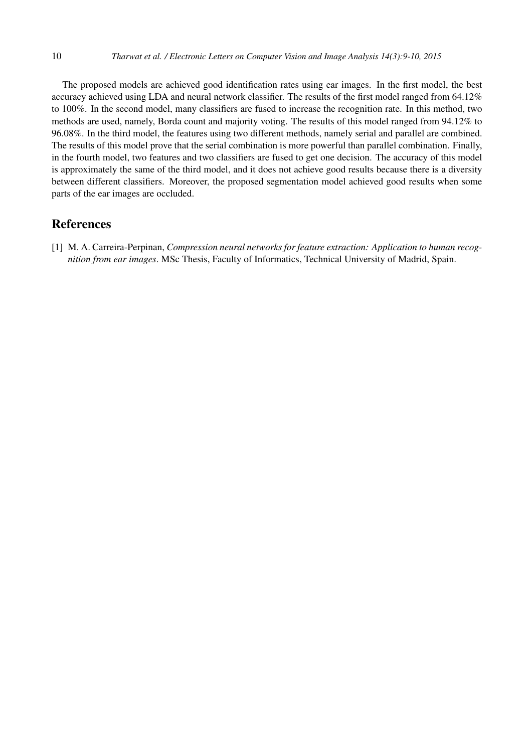The proposed models are achieved good identification rates using ear images. In the first model, the best accuracy achieved using LDA and neural network classifier. The results of the first model ranged from 64.12% to 100%. In the second model, many classifiers are fused to increase the recognition rate. In this method, two methods are used, namely, Borda count and majority voting. The results of this model ranged from 94.12% to 96.08%. In the third model, the features using two different methods, namely serial and parallel are combined. The results of this model prove that the serial combination is more powerful than parallel combination. Finally, in the fourth model, two features and two classifiers are fused to get one decision. The accuracy of this model is approximately the same of the third model, and it does not achieve good results because there is a diversity between different classifiers. Moreover, the proposed segmentation model achieved good results when some parts of the ear images are occluded.

## References

[1] M. A. Carreira-Perpinan, *Compression neural networks for feature extraction: Application to human recognition from ear images*. MSc Thesis, Faculty of Informatics, Technical University of Madrid, Spain.